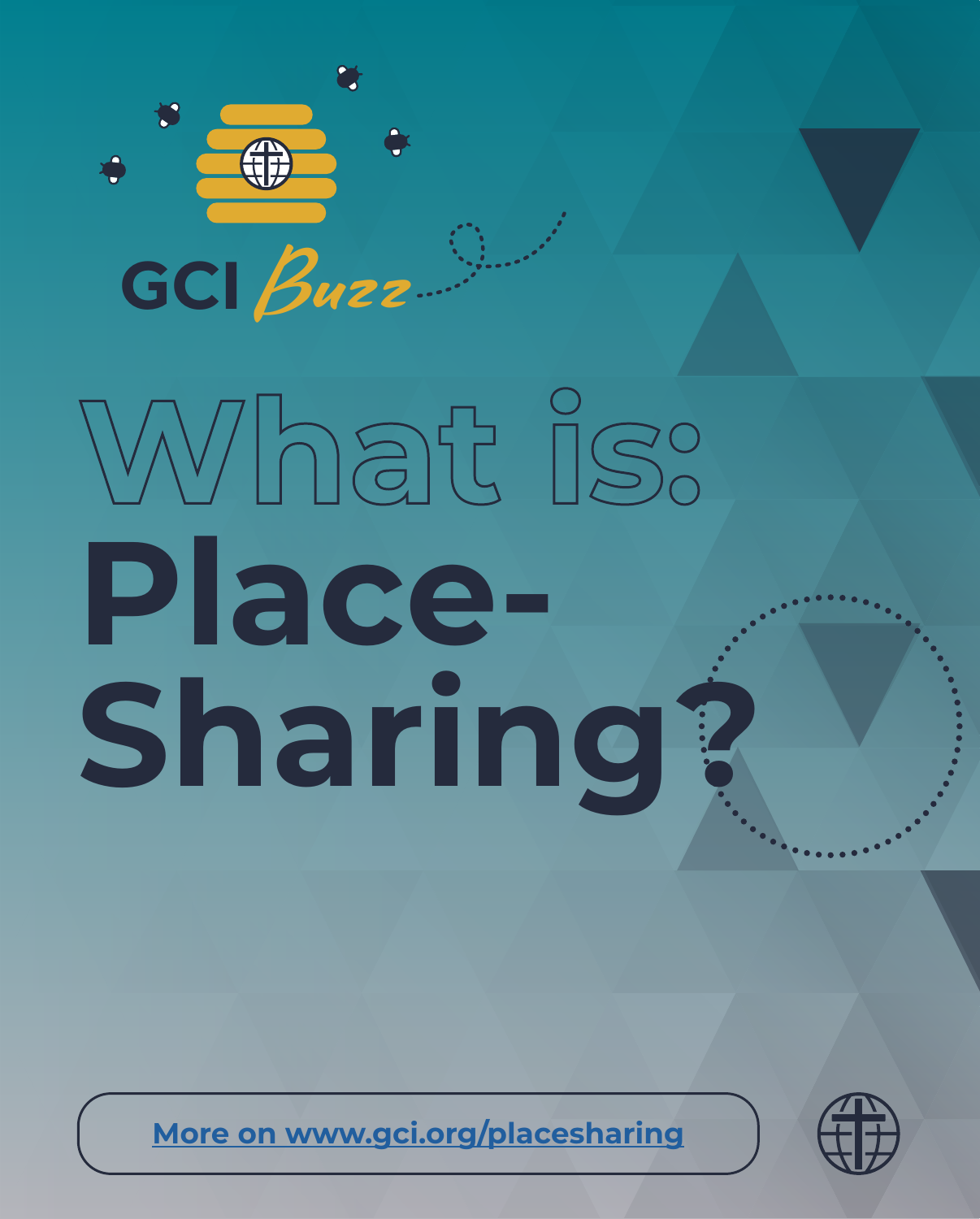GCI *Buzz*

# What is: Place-Sharing?

More on www.gci.org/placesharing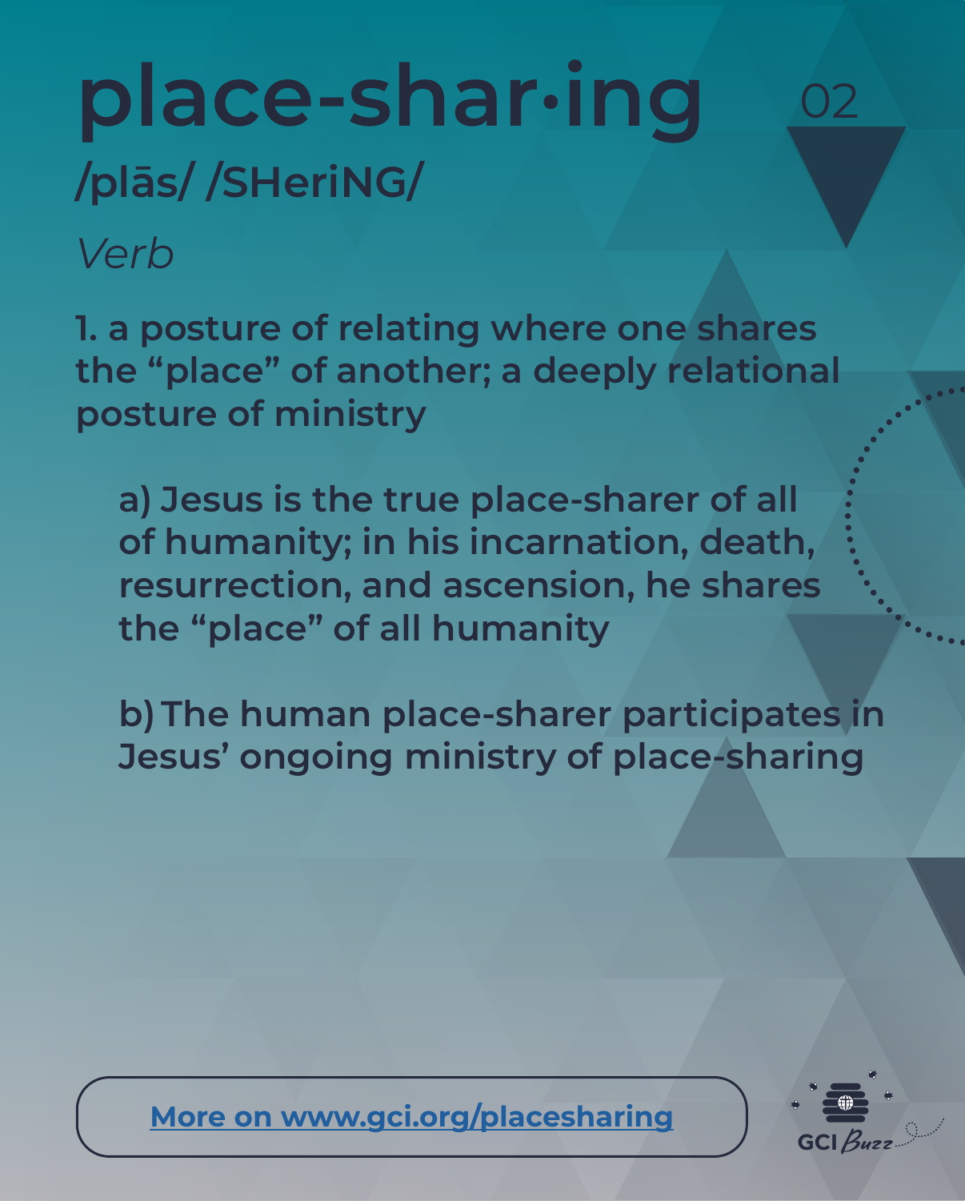# place-shar·ing

02

## /plās/ /SHeriNG/

*Verb*

**1. a posture of relating where one shares the "place" of another; a deeply relational posture of ministry**

> **a) Jesus is the true place-sharer of all of humanity; in his incarnation, death, resurrection, and ascension, he shares the "place" of all humanity**
>
> **b) The human place-sharer participates in Jesus' ongoing ministry of place-sharing**

More on www.gci.org/placesharing

GCI Buzz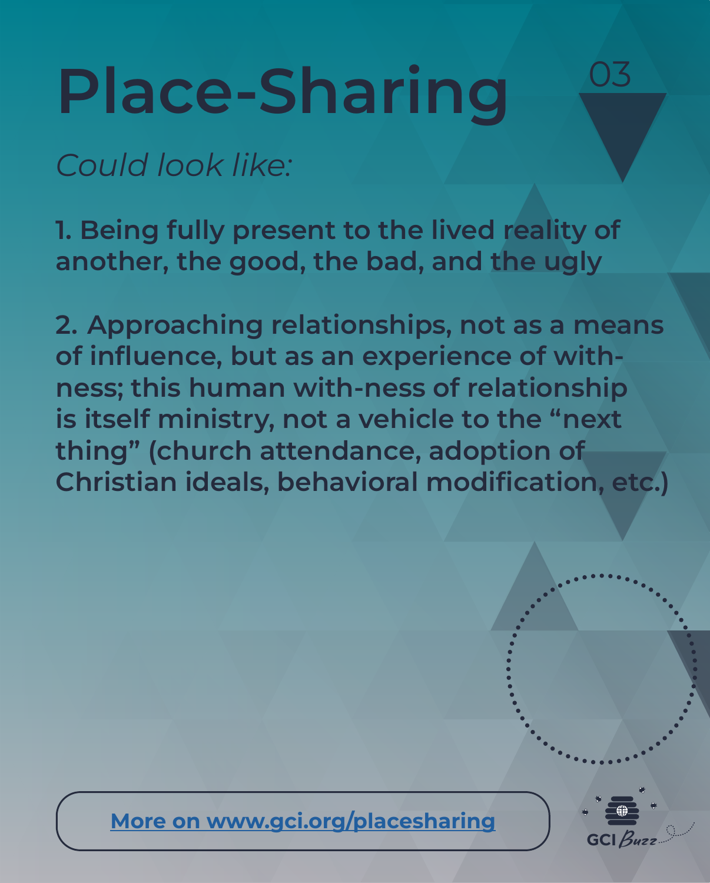# Place-Sharing

03

*Could look like:*

**1. Being fully present to the lived reality of another, the good, the bad, and the ugly**

**2. Approaching relationships, not as a means of influence, but as an experience of with-ness; this human with-ness of relationship is itself ministry, not a vehicle to the "next thing" (church attendance, adoption of Christian ideals, behavioral modification, etc.)**

More on www.gci.org/placesharing

GCI Buzz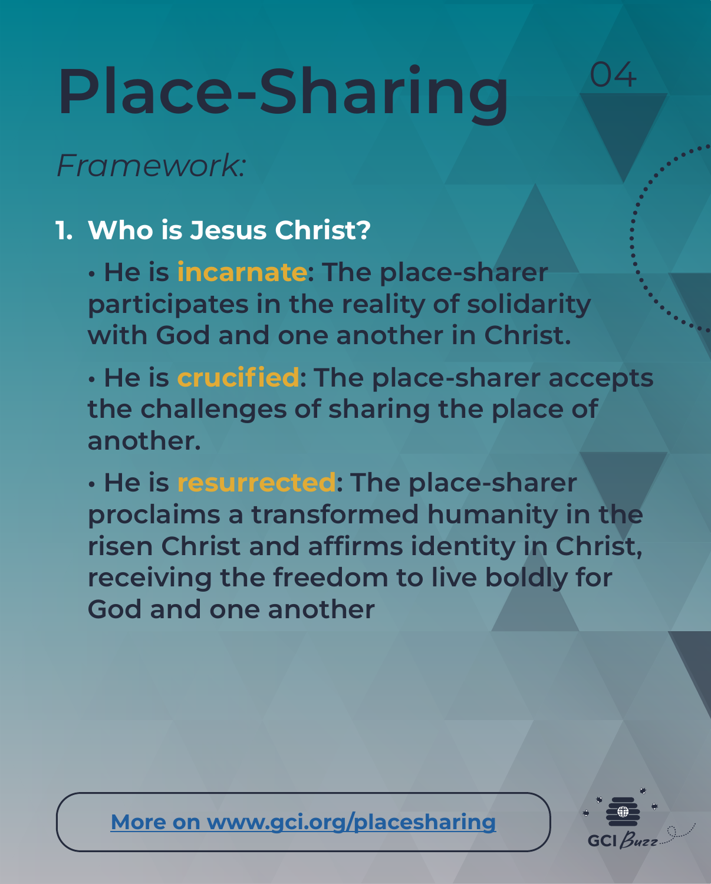# Place-Sharing

*Framework:*

1. **Who is Jesus Christ?**

   - He is **incarnate**: The place-sharer participates in the reality of solidarity with God and one another in Christ.
   - He is **crucified**: The place-sharer accepts the challenges of sharing the place of another.
   - He is **resurrected**: The place-sharer proclaims a transformed humanity in the risen Christ and affirms identity in Christ, receiving the freedom to live boldly for God and one another

More on www.gci.org/placesharing

GCI Buzz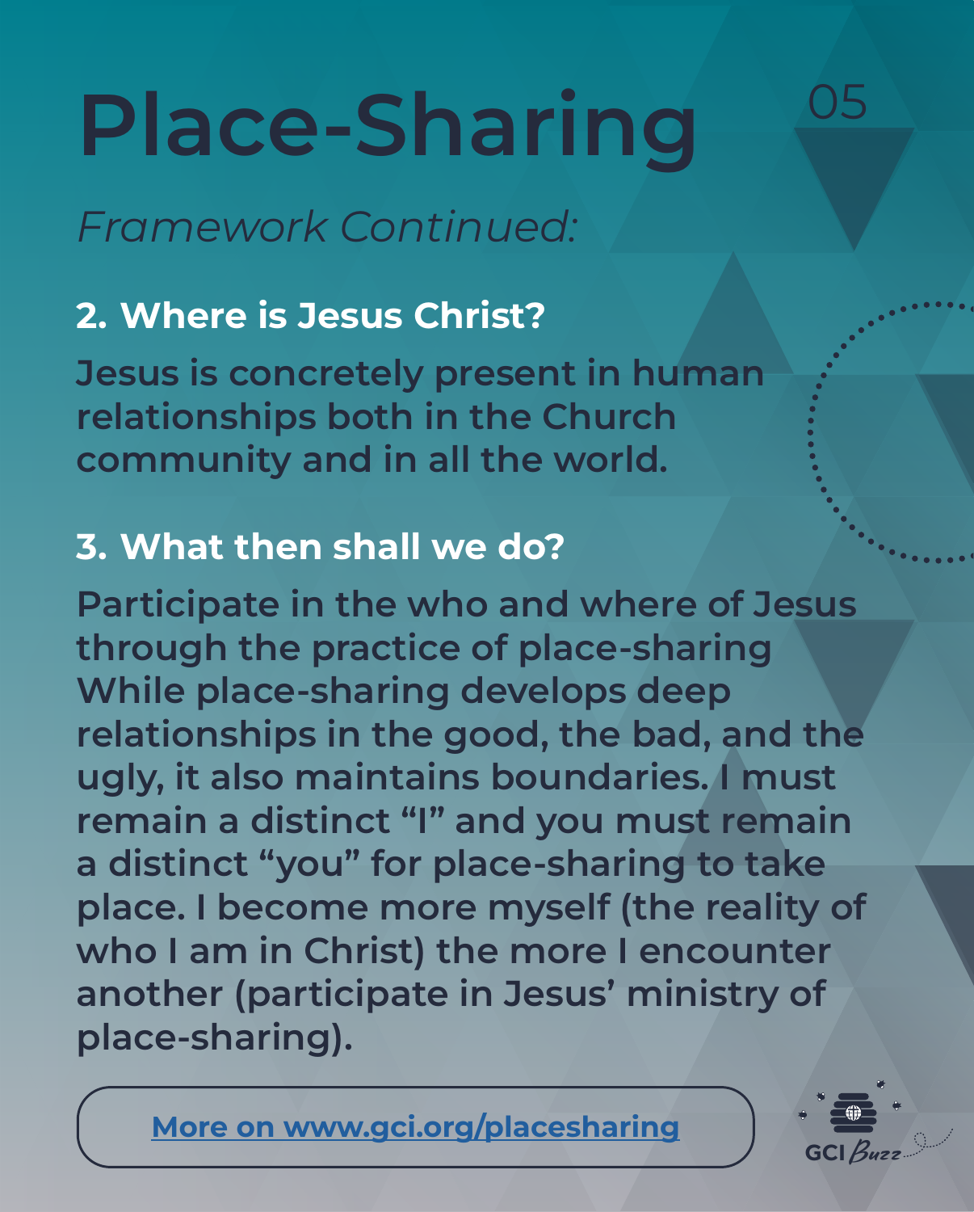# Place-Sharing

*Framework Continued:*

**2. Where is Jesus Christ?**

**Jesus is concretely present in human relationships both in the Church community and in all the world.**

**3. What then shall we do?**

**Participate in the who and where of Jesus through the practice of place-sharing While place-sharing develops deep relationships in the good, the bad, and the ugly, it also maintains boundaries. I must remain a distinct "I" and you must remain a distinct "you" for place-sharing to take place. I become more myself (the reality of who I am in Christ) the more I encounter another (participate in Jesus' ministry of place-sharing).**

[More on www.gci.org/placesharing](http://www.gci.org/placesharing)

GCI Buzz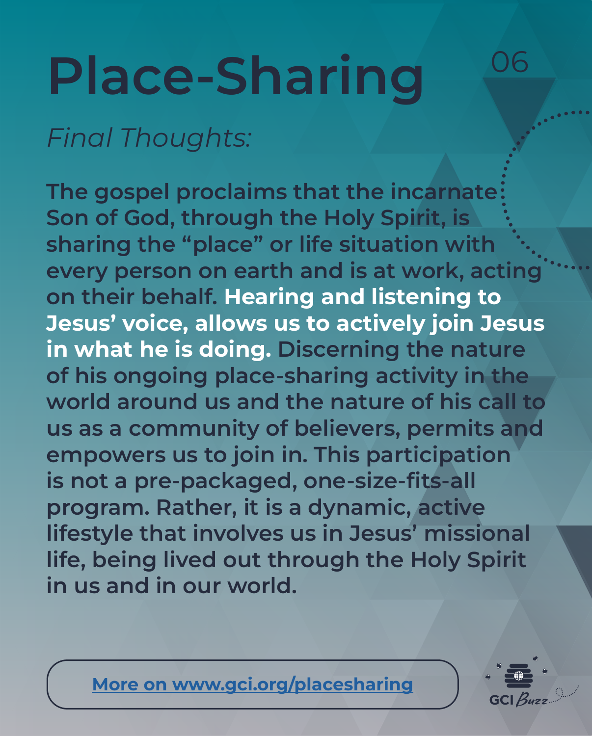# Place-Sharing

06

*Final Thoughts:*

The gospel proclaims that the incarnate Son of God, through the Holy Spirit, is sharing the "place" or life situation with every person on earth and is at work, acting on their behalf. **Hearing and listening to Jesus' voice, allows us to actively join Jesus in what he is doing.** Discerning the nature of his ongoing place-sharing activity in the world around us and the nature of his call to us as a community of believers, permits and empowers us to join in. This participation is not a pre-packaged, one-size-fits-all program. Rather, it is a dynamic, active lifestyle that involves us in Jesus' missional life, being lived out through the Holy Spirit in us and in our world.

More on www.gci.org/placesharing

GCI Buzz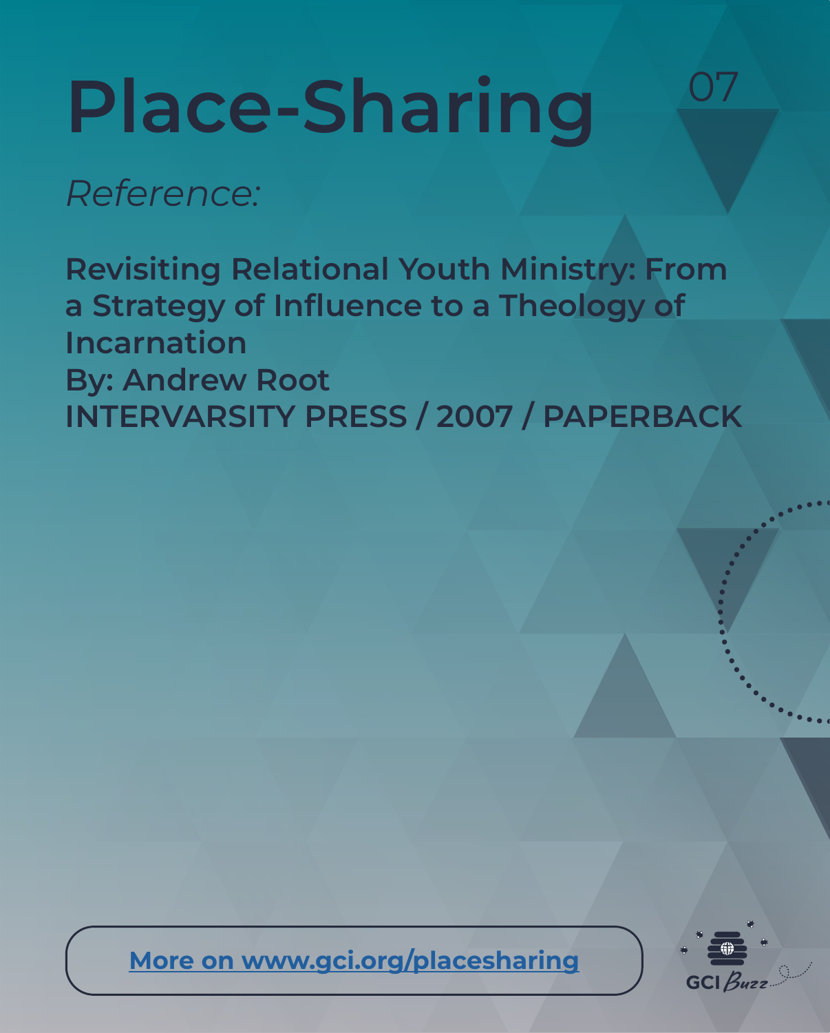# Place-Sharing

07

*Reference:*

**Revisiting Relational Youth Ministry: From a Strategy of Influence to a Theology of Incarnation**
**By: Andrew Root**
**INTERVARSITY PRESS / 2007 / PAPERBACK**

More on www.gci.org/placesharing

GCI Buzz